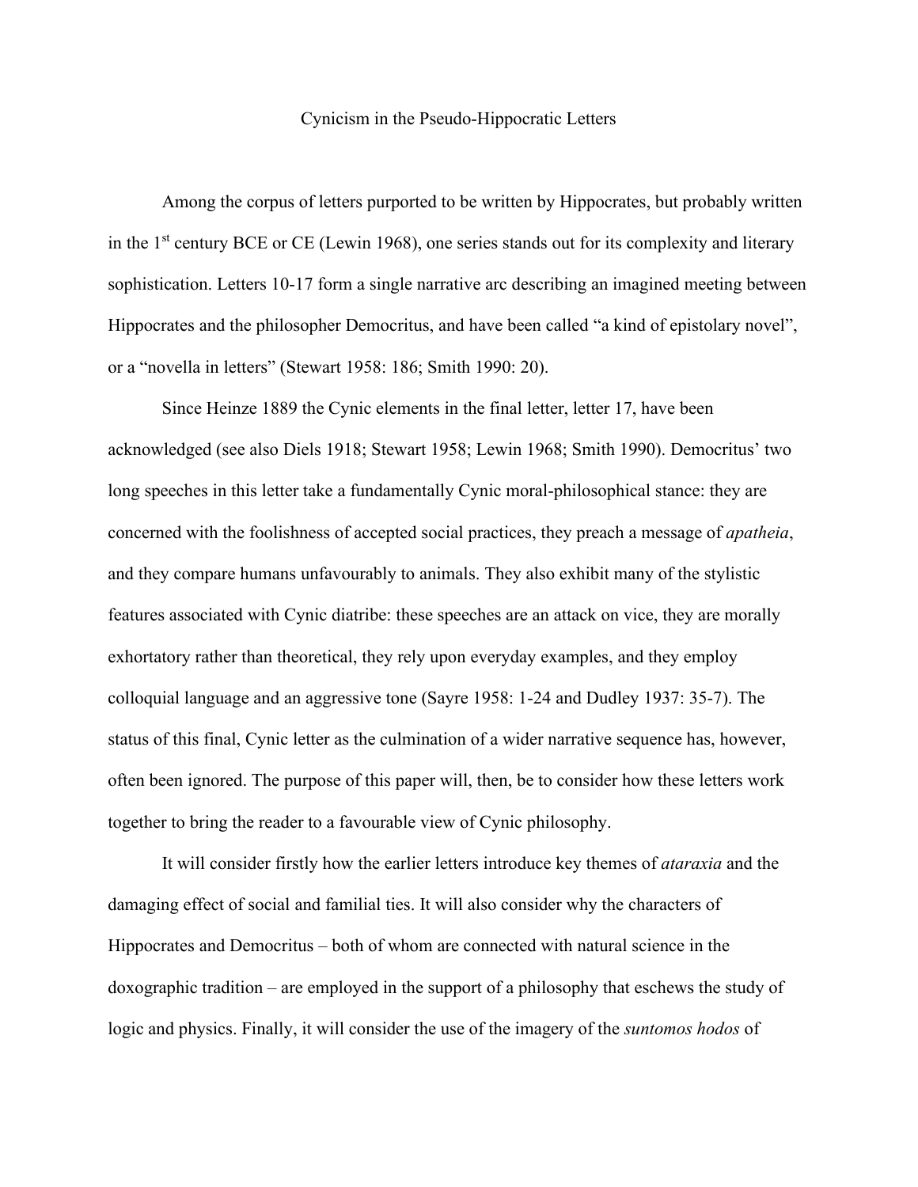# Cynicism in the Pseudo-Hippocratic Letters

Among the corpus of letters purported to be written by Hippocrates, but probably written in the 1st century BCE or CE (Lewin 1968), one series stands out for its complexity and literary sophistication. Letters 10-17 form a single narrative arc describing an imagined meeting between Hippocrates and the philosopher Democritus, and have been called "a kind of epistolary novel", or a "novella in letters" (Stewart 1958: 186; Smith 1990: 20).

Since Heinze 1889 the Cynic elements in the final letter, letter 17, have been acknowledged (see also Diels 1918; Stewart 1958; Lewin 1968; Smith 1990). Democritus' two long speeches in this letter take a fundamentally Cynic moral-philosophical stance: they are concerned with the foolishness of accepted social practices, they preach a message of *apatheia*, and they compare humans unfavourably to animals. They also exhibit many of the stylistic features associated with Cynic diatribe: these speeches are an attack on vice, they are morally exhortatory rather than theoretical, they rely upon everyday examples, and they employ colloquial language and an aggressive tone (Sayre 1958: 1-24 and Dudley 1937: 35-7). The status of this final, Cynic letter as the culmination of a wider narrative sequence has, however, often been ignored. The purpose of this paper will, then, be to consider how these letters work together to bring the reader to a favourable view of Cynic philosophy.

It will consider firstly how the earlier letters introduce key themes of *ataraxia* and the damaging effect of social and familial ties. It will also consider why the characters of Hippocrates and Democritus – both of whom are connected with natural science in the doxographic tradition – are employed in the support of a philosophy that eschews the study of logic and physics. Finally, it will consider the use of the imagery of the *suntomos hodos* of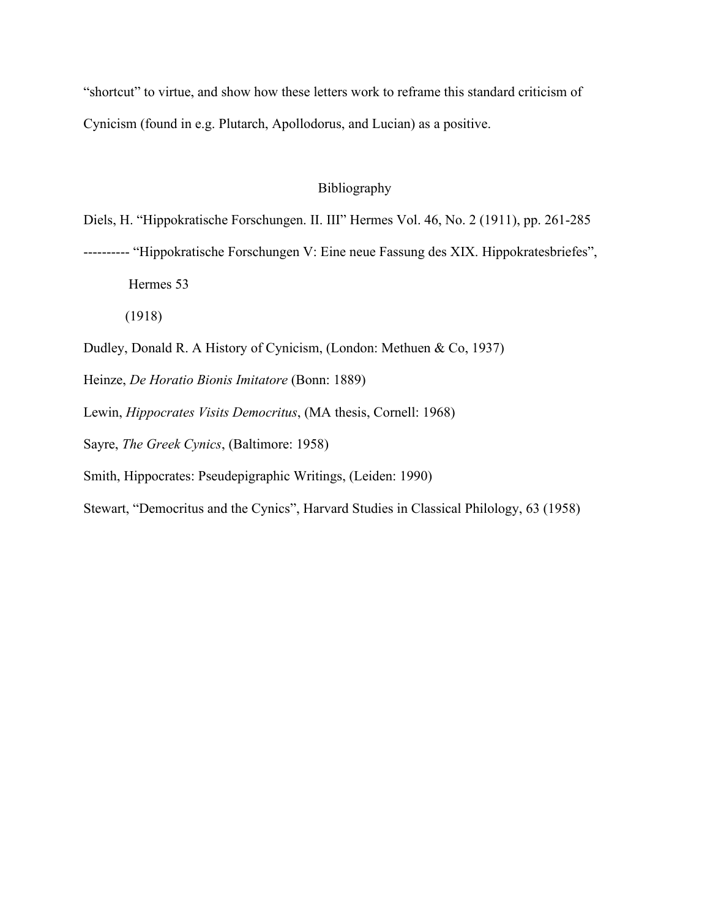"shortcut" to virtue, and show how these letters work to reframe this standard criticism of Cynicism (found in e.g. Plutarch, Apollodorus, and Lucian) as a positive.

## Bibliography

Diels, H. "Hippokratische Forschungen. II. III" Hermes Vol. 46, No. 2 (1911), pp. 261-285

---------- "Hippokratische Forschungen V: Eine neue Fassung des XIX. Hippokratesbriefes", Hermes 53 (1918)

Dudley, Donald R. A History of Cynicism, (London: Methuen & Co, 1937)

Heinze, *De Horatio Bionis Imitatore* (Bonn: 1889)

Lewin, *Hippocrates Visits Democritus*, (MA thesis, Cornell: 1968)

Sayre, *The Greek Cynics*, (Baltimore: 1958)

Smith, Hippocrates: Pseudepigraphic Writings, (Leiden: 1990)

Stewart, "Democritus and the Cynics", Harvard Studies in Classical Philology, 63 (1958)